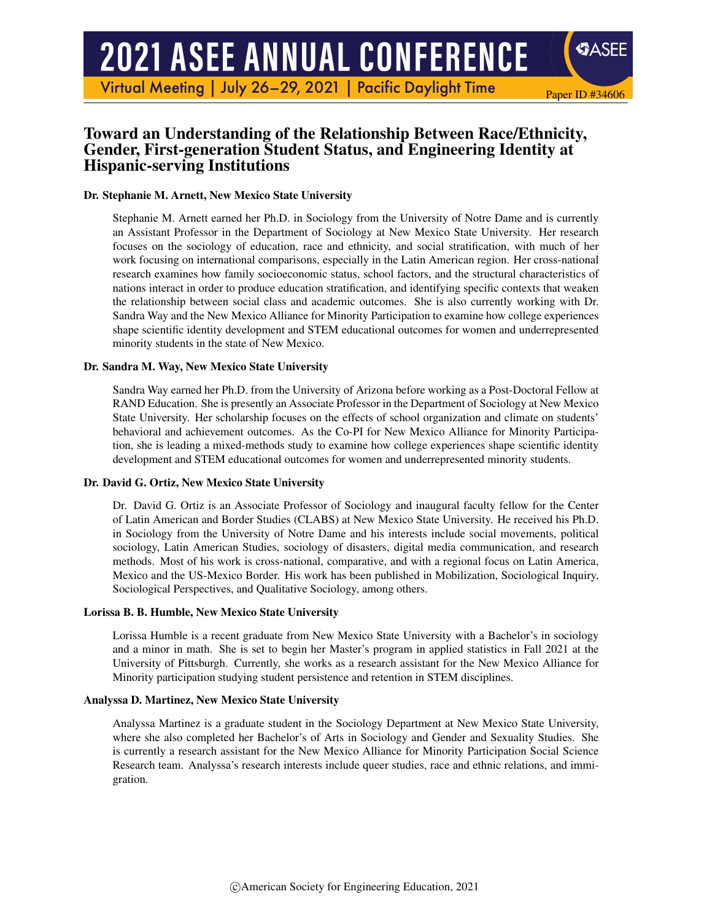# Toward an Understanding of the Relationship Between Race/Ethnicity, Gender, First-generation Student Status, and Engineering Identity at Hispanic-serving Institutions

**Dr. Stephanie M. Arnett, New Mexico State University**

Stephanie M. Arnett earned her Ph.D. in Sociology from the University of Notre Dame and is currently an Assistant Professor in the Department of Sociology at New Mexico State University. Her research focuses on the sociology of education, race and ethnicity, and social stratification, with much of her work focusing on international comparisons, especially in the Latin American region. Her cross-national research examines how family socioeconomic status, school factors, and the structural characteristics of nations interact in order to produce education stratification, and identifying specific contexts that weaken the relationship between social class and academic outcomes. She is also currently working with Dr. Sandra Way and the New Mexico Alliance for Minority Participation to examine how college experiences shape scientific identity development and STEM educational outcomes for women and underrepresented minority students in the state of New Mexico.

**Dr. Sandra M. Way, New Mexico State University**

Sandra Way earned her Ph.D. from the University of Arizona before working as a Post-Doctoral Fellow at RAND Education. She is presently an Associate Professor in the Department of Sociology at New Mexico State University. Her scholarship focuses on the effects of school organization and climate on students' behavioral and achievement outcomes. As the Co-PI for New Mexico Alliance for Minority Participation, she is leading a mixed-methods study to examine how college experiences shape scientific identity development and STEM educational outcomes for women and underrepresented minority students.

**Dr. David G. Ortiz, New Mexico State University**

Dr. David G. Ortiz is an Associate Professor of Sociology and inaugural faculty fellow for the Center of Latin American and Border Studies (CLABS) at New Mexico State University. He received his Ph.D. in Sociology from the University of Notre Dame and his interests include social movements, political sociology, Latin American Studies, sociology of disasters, digital media communication, and research methods. Most of his work is cross-national, comparative, and with a regional focus on Latin America, Mexico and the US-Mexico Border. His work has been published in Mobilization, Sociological Inquiry, Sociological Perspectives, and Qualitative Sociology, among others.

**Lorissa B. B. Humble, New Mexico State University**

Lorissa Humble is a recent graduate from New Mexico State University with a Bachelor's in sociology and a minor in math. She is set to begin her Master's program in applied statistics in Fall 2021 at the University of Pittsburgh. Currently, she works as a research assistant for the New Mexico Alliance for Minority participation studying student persistence and retention in STEM disciplines.

**Analyssa D. Martinez, New Mexico State University**

Analyssa Martinez is a graduate student in the Sociology Department at New Mexico State University, where she also completed her Bachelor's of Arts in Sociology and Gender and Sexuality Studies. She is currently a research assistant for the New Mexico Alliance for Minority Participation Social Science Research team. Analyssa's research interests include queer studies, race and ethnic relations, and immigration.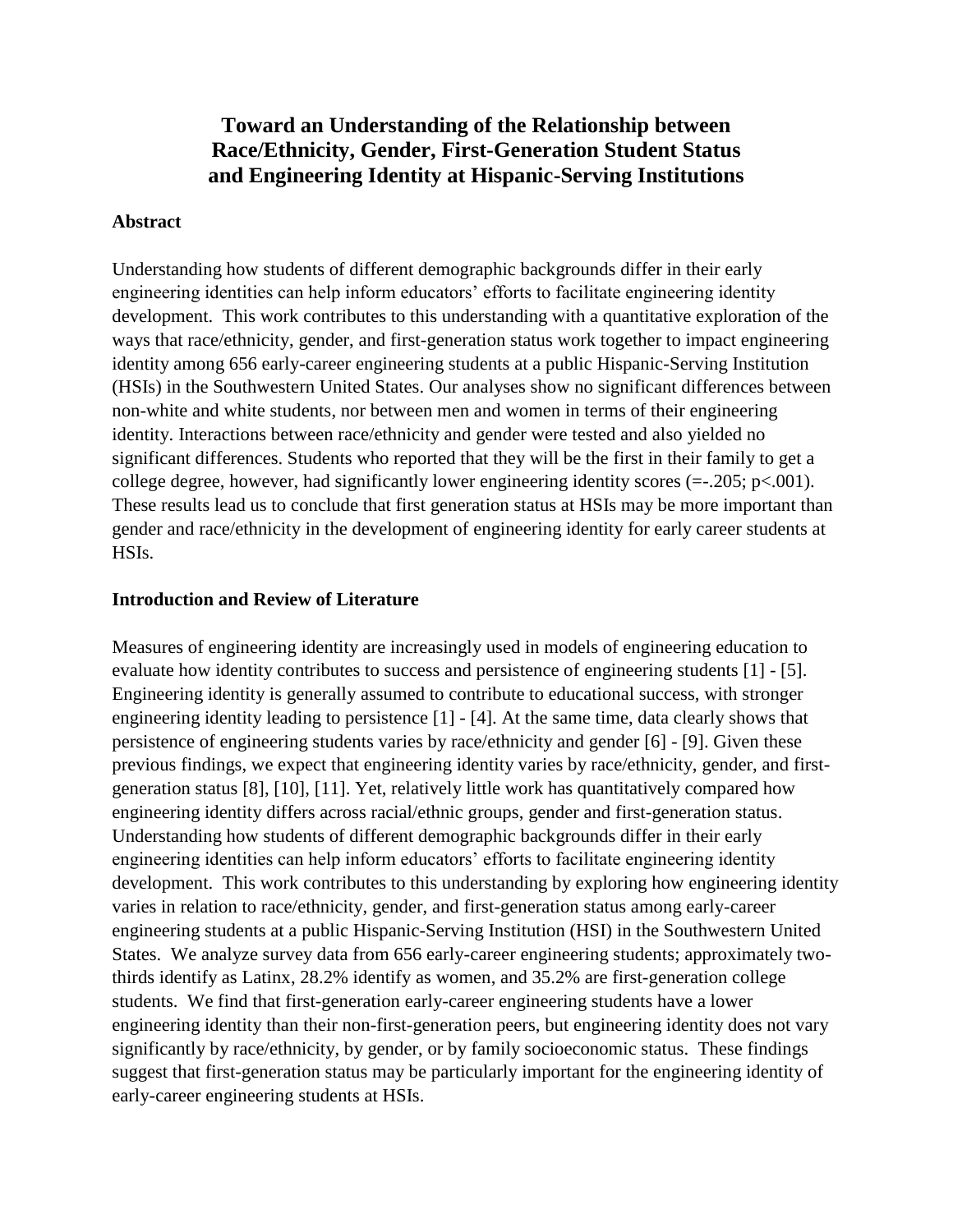# Toward an Understanding of the Relationship between Race/Ethnicity, Gender, First-Generation Student Status and Engineering Identity at Hispanic-Serving Institutions

## Abstract

Understanding how students of different demographic backgrounds differ in their early engineering identities can help inform educators' efforts to facilitate engineering identity development. This work contributes to this understanding with a quantitative exploration of the ways that race/ethnicity, gender, and first-generation status work together to impact engineering identity among 656 early-career engineering students at a public Hispanic-Serving Institution (HSIs) in the Southwestern United States. Our analyses show no significant differences between non-white and white students, nor between men and women in terms of their engineering identity. Interactions between race/ethnicity and gender were tested and also yielded no significant differences. Students who reported that they will be the first in their family to get a college degree, however, had significantly lower engineering identity scores (=-.205; p<.001). These results lead us to conclude that first generation status at HSIs may be more important than gender and race/ethnicity in the development of engineering identity for early career students at HSIs.

## Introduction and Review of Literature

Measures of engineering identity are increasingly used in models of engineering education to evaluate how identity contributes to success and persistence of engineering students [1] - [5]. Engineering identity is generally assumed to contribute to educational success, with stronger engineering identity leading to persistence [1] - [4]. At the same time, data clearly shows that persistence of engineering students varies by race/ethnicity and gender [6] - [9]. Given these previous findings, we expect that engineering identity varies by race/ethnicity, gender, and first-generation status [8], [10], [11]. Yet, relatively little work has quantitatively compared how engineering identity differs across racial/ethnic groups, gender and first-generation status. Understanding how students of different demographic backgrounds differ in their early engineering identities can help inform educators' efforts to facilitate engineering identity development. This work contributes to this understanding by exploring how engineering identity varies in relation to race/ethnicity, gender, and first-generation status among early-career engineering students at a public Hispanic-Serving Institution (HSI) in the Southwestern United States. We analyze survey data from 656 early-career engineering students; approximately two-thirds identify as Latinx, 28.2% identify as women, and 35.2% are first-generation college students. We find that first-generation early-career engineering students have a lower engineering identity than their non-first-generation peers, but engineering identity does not vary significantly by race/ethnicity, by gender, or by family socioeconomic status. These findings suggest that first-generation status may be particularly important for the engineering identity of early-career engineering students at HSIs.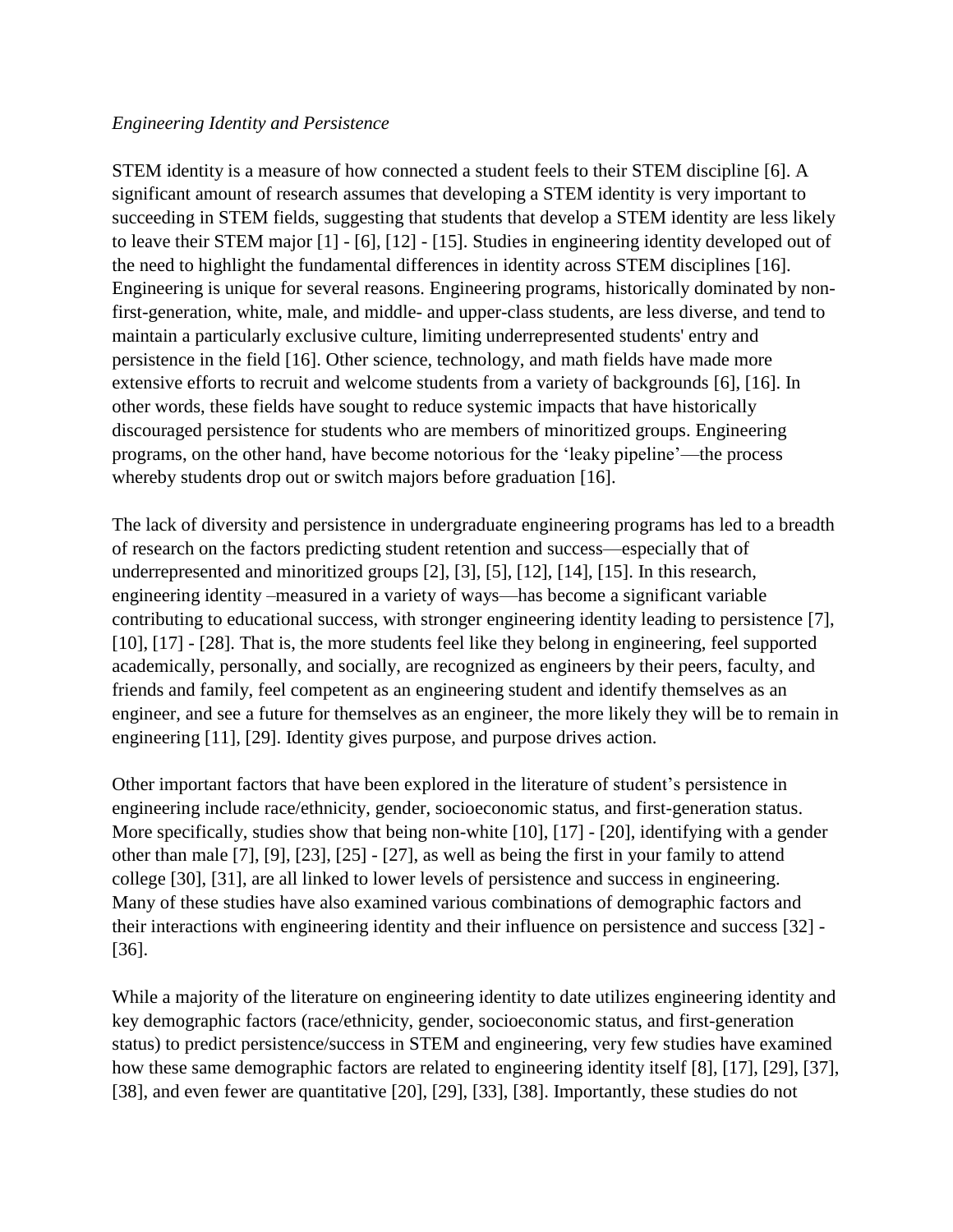*Engineering Identity and Persistence*

STEM identity is a measure of how connected a student feels to their STEM discipline [6]. A significant amount of research assumes that developing a STEM identity is very important to succeeding in STEM fields, suggesting that students that develop a STEM identity are less likely to leave their STEM major [1] - [6], [12] - [15]. Studies in engineering identity developed out of the need to highlight the fundamental differences in identity across STEM disciplines [16]. Engineering is unique for several reasons. Engineering programs, historically dominated by non-first-generation, white, male, and middle- and upper-class students, are less diverse, and tend to maintain a particularly exclusive culture, limiting underrepresented students' entry and persistence in the field [16]. Other science, technology, and math fields have made more extensive efforts to recruit and welcome students from a variety of backgrounds [6], [16]. In other words, these fields have sought to reduce systemic impacts that have historically discouraged persistence for students who are members of minoritized groups. Engineering programs, on the other hand, have become notorious for the 'leaky pipeline'—the process whereby students drop out or switch majors before graduation [16].

The lack of diversity and persistence in undergraduate engineering programs has led to a breadth of research on the factors predicting student retention and success—especially that of underrepresented and minoritized groups [2], [3], [5], [12], [14], [15]. In this research, engineering identity –measured in a variety of ways—has become a significant variable contributing to educational success, with stronger engineering identity leading to persistence [7], [10], [17] - [28]. That is, the more students feel like they belong in engineering, feel supported academically, personally, and socially, are recognized as engineers by their peers, faculty, and friends and family, feel competent as an engineering student and identify themselves as an engineer, and see a future for themselves as an engineer, the more likely they will be to remain in engineering [11], [29]. Identity gives purpose, and purpose drives action.

Other important factors that have been explored in the literature of student's persistence in engineering include race/ethnicity, gender, socioeconomic status, and first-generation status. More specifically, studies show that being non-white [10], [17] - [20], identifying with a gender other than male [7], [9], [23], [25] - [27], as well as being the first in your family to attend college [30], [31], are all linked to lower levels of persistence and success in engineering. Many of these studies have also examined various combinations of demographic factors and their interactions with engineering identity and their influence on persistence and success [32] - [36].

While a majority of the literature on engineering identity to date utilizes engineering identity and key demographic factors (race/ethnicity, gender, socioeconomic status, and first-generation status) to predict persistence/success in STEM and engineering, very few studies have examined how these same demographic factors are related to engineering identity itself [8], [17], [29], [37], [38], and even fewer are quantitative [20], [29], [33], [38]. Importantly, these studies do not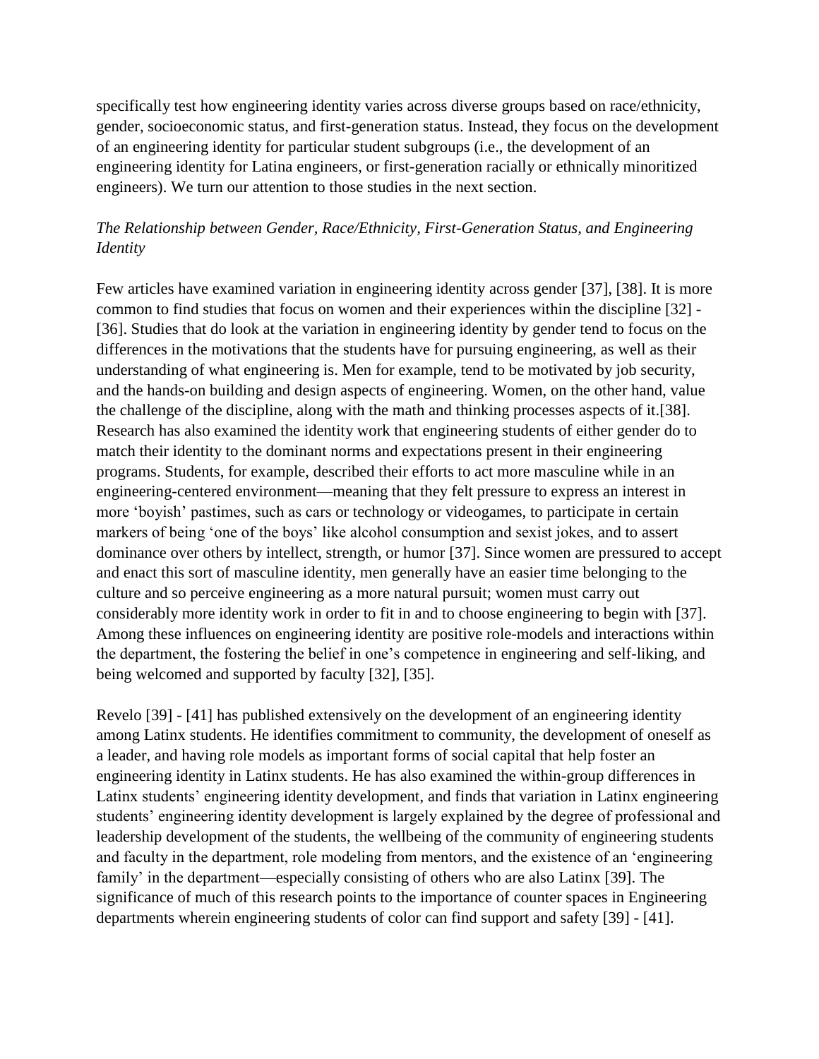specifically test how engineering identity varies across diverse groups based on race/ethnicity, gender, socioeconomic status, and first-generation status. Instead, they focus on the development of an engineering identity for particular student subgroups (i.e., the development of an engineering identity for Latina engineers, or first-generation racially or ethnically minoritized engineers). We turn our attention to those studies in the next section.

### *The Relationship between Gender, Race/Ethnicity, First-Generation Status, and Engineering Identity*

Few articles have examined variation in engineering identity across gender [37], [38]. It is more common to find studies that focus on women and their experiences within the discipline [32] - [36]. Studies that do look at the variation in engineering identity by gender tend to focus on the differences in the motivations that the students have for pursuing engineering, as well as their understanding of what engineering is. Men for example, tend to be motivated by job security, and the hands-on building and design aspects of engineering. Women, on the other hand, value the challenge of the discipline, along with the math and thinking processes aspects of it.[38]. Research has also examined the identity work that engineering students of either gender do to match their identity to the dominant norms and expectations present in their engineering programs. Students, for example, described their efforts to act more masculine while in an engineering-centered environment—meaning that they felt pressure to express an interest in more 'boyish' pastimes, such as cars or technology or videogames, to participate in certain markers of being 'one of the boys' like alcohol consumption and sexist jokes, and to assert dominance over others by intellect, strength, or humor [37]. Since women are pressured to accept and enact this sort of masculine identity, men generally have an easier time belonging to the culture and so perceive engineering as a more natural pursuit; women must carry out considerably more identity work in order to fit in and to choose engineering to begin with [37]. Among these influences on engineering identity are positive role-models and interactions within the department, the fostering the belief in one's competence in engineering and self-liking, and being welcomed and supported by faculty [32], [35].

Revelo [39] - [41] has published extensively on the development of an engineering identity among Latinx students. He identifies commitment to community, the development of oneself as a leader, and having role models as important forms of social capital that help foster an engineering identity in Latinx students. He has also examined the within-group differences in Latinx students' engineering identity development, and finds that variation in Latinx engineering students' engineering identity development is largely explained by the degree of professional and leadership development of the students, the wellbeing of the community of engineering students and faculty in the department, role modeling from mentors, and the existence of an 'engineering family' in the department—especially consisting of others who are also Latinx [39]. The significance of much of this research points to the importance of counter spaces in Engineering departments wherein engineering students of color can find support and safety [39] - [41].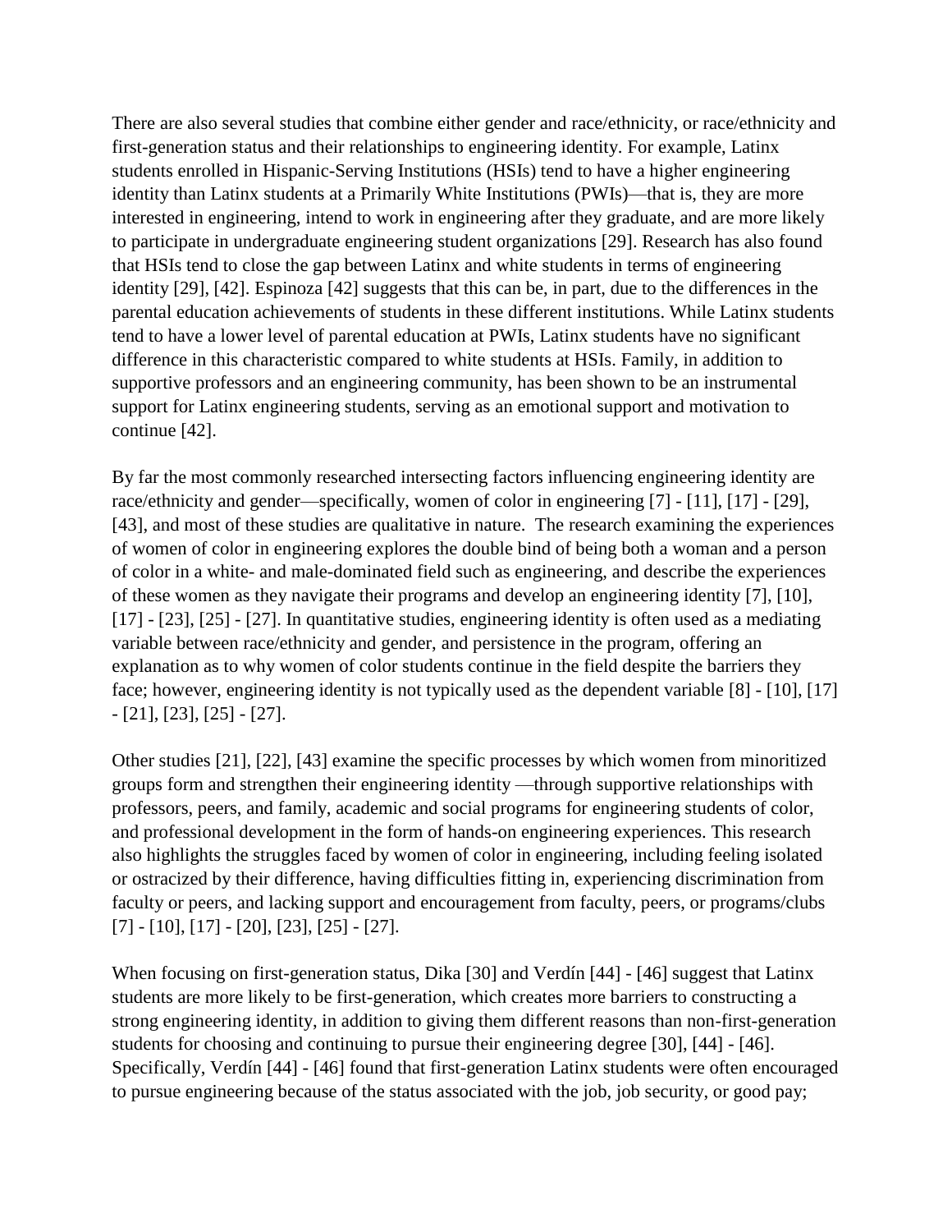There are also several studies that combine either gender and race/ethnicity, or race/ethnicity and first-generation status and their relationships to engineering identity. For example, Latinx students enrolled in Hispanic-Serving Institutions (HSIs) tend to have a higher engineering identity than Latinx students at a Primarily White Institutions (PWIs)—that is, they are more interested in engineering, intend to work in engineering after they graduate, and are more likely to participate in undergraduate engineering student organizations [29]. Research has also found that HSIs tend to close the gap between Latinx and white students in terms of engineering identity [29], [42]. Espinoza [42] suggests that this can be, in part, due to the differences in the parental education achievements of students in these different institutions. While Latinx students tend to have a lower level of parental education at PWIs, Latinx students have no significant difference in this characteristic compared to white students at HSIs. Family, in addition to supportive professors and an engineering community, has been shown to be an instrumental support for Latinx engineering students, serving as an emotional support and motivation to continue [42].

By far the most commonly researched intersecting factors influencing engineering identity are race/ethnicity and gender—specifically, women of color in engineering [7] - [11], [17] - [29], [43], and most of these studies are qualitative in nature. The research examining the experiences of women of color in engineering explores the double bind of being both a woman and a person of color in a white- and male-dominated field such as engineering, and describe the experiences of these women as they navigate their programs and develop an engineering identity [7], [10], [17] - [23], [25] - [27]. In quantitative studies, engineering identity is often used as a mediating variable between race/ethnicity and gender, and persistence in the program, offering an explanation as to why women of color students continue in the field despite the barriers they face; however, engineering identity is not typically used as the dependent variable [8] - [10], [17] - [21], [23], [25] - [27].

Other studies [21], [22], [43] examine the specific processes by which women from minoritized groups form and strengthen their engineering identity —through supportive relationships with professors, peers, and family, academic and social programs for engineering students of color, and professional development in the form of hands-on engineering experiences. This research also highlights the struggles faced by women of color in engineering, including feeling isolated or ostracized by their difference, having difficulties fitting in, experiencing discrimination from faculty or peers, and lacking support and encouragement from faculty, peers, or programs/clubs [7] - [10], [17] - [20], [23], [25] - [27].

When focusing on first-generation status, Dika [30] and Verdín [44] - [46] suggest that Latinx students are more likely to be first-generation, which creates more barriers to constructing a strong engineering identity, in addition to giving them different reasons than non-first-generation students for choosing and continuing to pursue their engineering degree [30], [44] - [46]. Specifically, Verdín [44] - [46] found that first-generation Latinx students were often encouraged to pursue engineering because of the status associated with the job, job security, or good pay;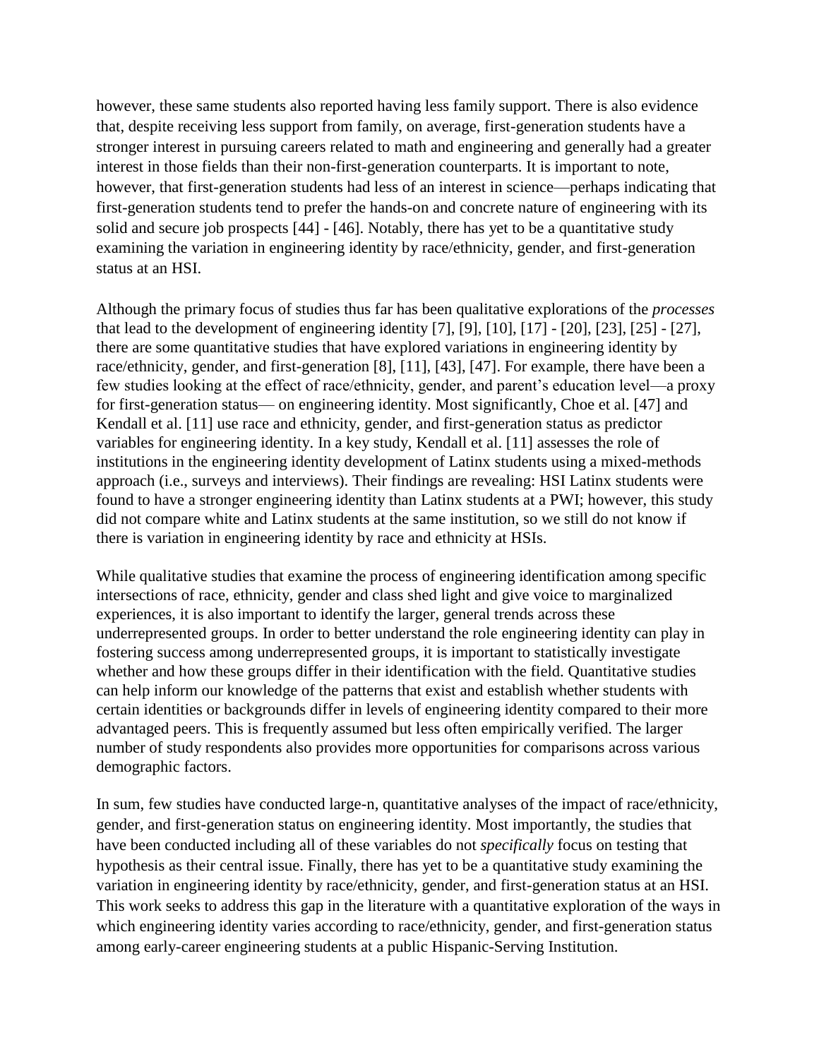however, these same students also reported having less family support. There is also evidence that, despite receiving less support from family, on average, first-generation students have a stronger interest in pursuing careers related to math and engineering and generally had a greater interest in those fields than their non-first-generation counterparts. It is important to note, however, that first-generation students had less of an interest in science—perhaps indicating that first-generation students tend to prefer the hands-on and concrete nature of engineering with its solid and secure job prospects [44] - [46]. Notably, there has yet to be a quantitative study examining the variation in engineering identity by race/ethnicity, gender, and first-generation status at an HSI.

Although the primary focus of studies thus far has been qualitative explorations of the *processes* that lead to the development of engineering identity [7], [9], [10], [17] - [20], [23], [25] - [27], there are some quantitative studies that have explored variations in engineering identity by race/ethnicity, gender, and first-generation [8], [11], [43], [47]. For example, there have been a few studies looking at the effect of race/ethnicity, gender, and parent's education level—a proxy for first-generation status— on engineering identity. Most significantly, Choe et al. [47] and Kendall et al. [11] use race and ethnicity, gender, and first-generation status as predictor variables for engineering identity. In a key study, Kendall et al. [11] assesses the role of institutions in the engineering identity development of Latinx students using a mixed-methods approach (i.e., surveys and interviews). Their findings are revealing: HSI Latinx students were found to have a stronger engineering identity than Latinx students at a PWI; however, this study did not compare white and Latinx students at the same institution, so we still do not know if there is variation in engineering identity by race and ethnicity at HSIs.

While qualitative studies that examine the process of engineering identification among specific intersections of race, ethnicity, gender and class shed light and give voice to marginalized experiences, it is also important to identify the larger, general trends across these underrepresented groups. In order to better understand the role engineering identity can play in fostering success among underrepresented groups, it is important to statistically investigate whether and how these groups differ in their identification with the field. Quantitative studies can help inform our knowledge of the patterns that exist and establish whether students with certain identities or backgrounds differ in levels of engineering identity compared to their more advantaged peers. This is frequently assumed but less often empirically verified. The larger number of study respondents also provides more opportunities for comparisons across various demographic factors.

In sum, few studies have conducted large-n, quantitative analyses of the impact of race/ethnicity, gender, and first-generation status on engineering identity. Most importantly, the studies that have been conducted including all of these variables do not *specifically* focus on testing that hypothesis as their central issue. Finally, there has yet to be a quantitative study examining the variation in engineering identity by race/ethnicity, gender, and first-generation status at an HSI. This work seeks to address this gap in the literature with a quantitative exploration of the ways in which engineering identity varies according to race/ethnicity, gender, and first-generation status among early-career engineering students at a public Hispanic-Serving Institution.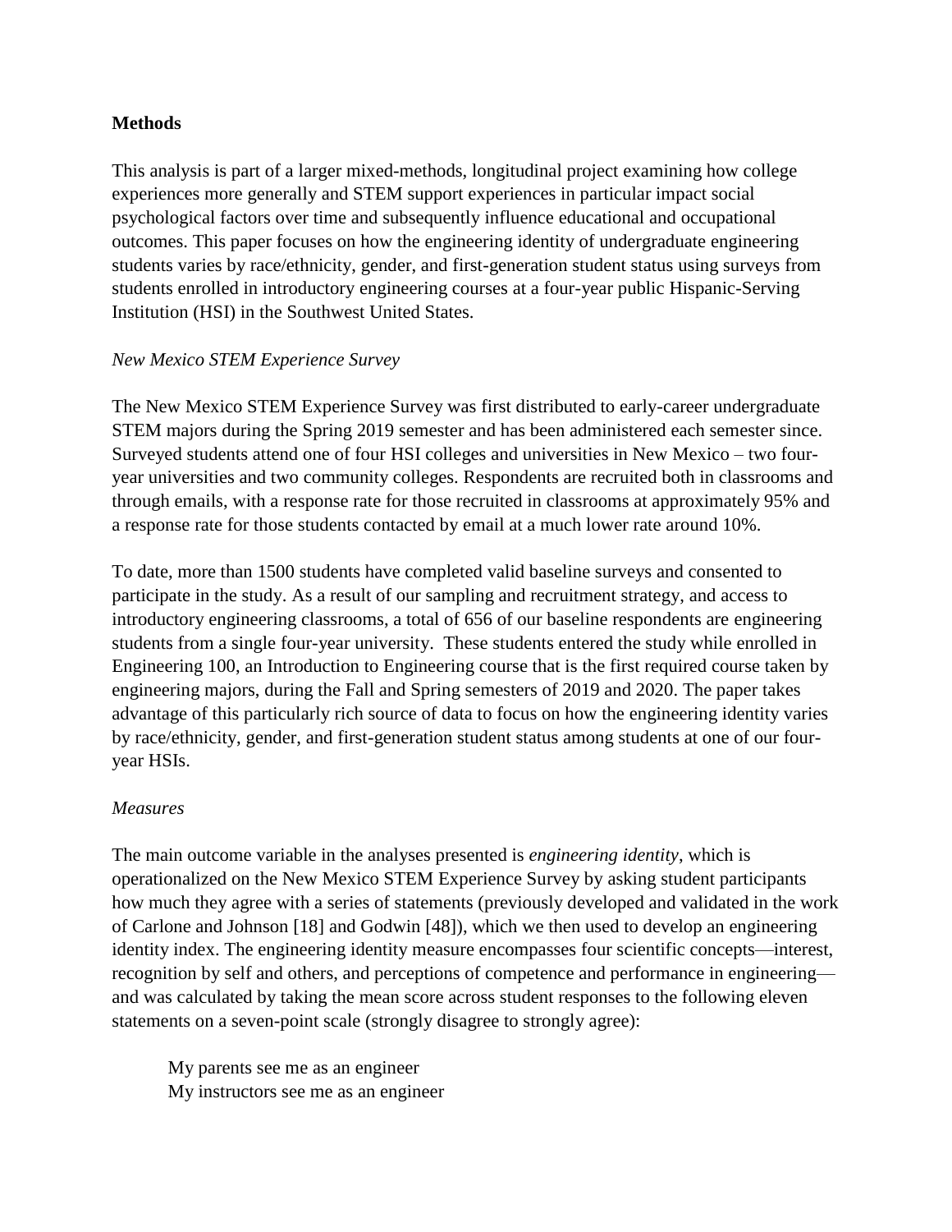**Methods**

This analysis is part of a larger mixed-methods, longitudinal project examining how college experiences more generally and STEM support experiences in particular impact social psychological factors over time and subsequently influence educational and occupational outcomes. This paper focuses on how the engineering identity of undergraduate engineering students varies by race/ethnicity, gender, and first-generation student status using surveys from students enrolled in introductory engineering courses at a four-year public Hispanic-Serving Institution (HSI) in the Southwest United States.

*New Mexico STEM Experience Survey*

The New Mexico STEM Experience Survey was first distributed to early-career undergraduate STEM majors during the Spring 2019 semester and has been administered each semester since. Surveyed students attend one of four HSI colleges and universities in New Mexico – two four-year universities and two community colleges. Respondents are recruited both in classrooms and through emails, with a response rate for those recruited in classrooms at approximately 95% and a response rate for those students contacted by email at a much lower rate around 10%.

To date, more than 1500 students have completed valid baseline surveys and consented to participate in the study. As a result of our sampling and recruitment strategy, and access to introductory engineering classrooms, a total of 656 of our baseline respondents are engineering students from a single four-year university. These students entered the study while enrolled in Engineering 100, an Introduction to Engineering course that is the first required course taken by engineering majors, during the Fall and Spring semesters of 2019 and 2020. The paper takes advantage of this particularly rich source of data to focus on how the engineering identity varies by race/ethnicity, gender, and first-generation student status among students at one of our four-year HSIs.

*Measures*

The main outcome variable in the analyses presented is *engineering identity*, which is operationalized on the New Mexico STEM Experience Survey by asking student participants how much they agree with a series of statements (previously developed and validated in the work of Carlone and Johnson [18] and Godwin [48]), which we then used to develop an engineering identity index. The engineering identity measure encompasses four scientific concepts—interest, recognition by self and others, and perceptions of competence and performance in engineering—and was calculated by taking the mean score across student responses to the following eleven statements on a seven-point scale (strongly disagree to strongly agree):

My parents see me as an engineer
My instructors see me as an engineer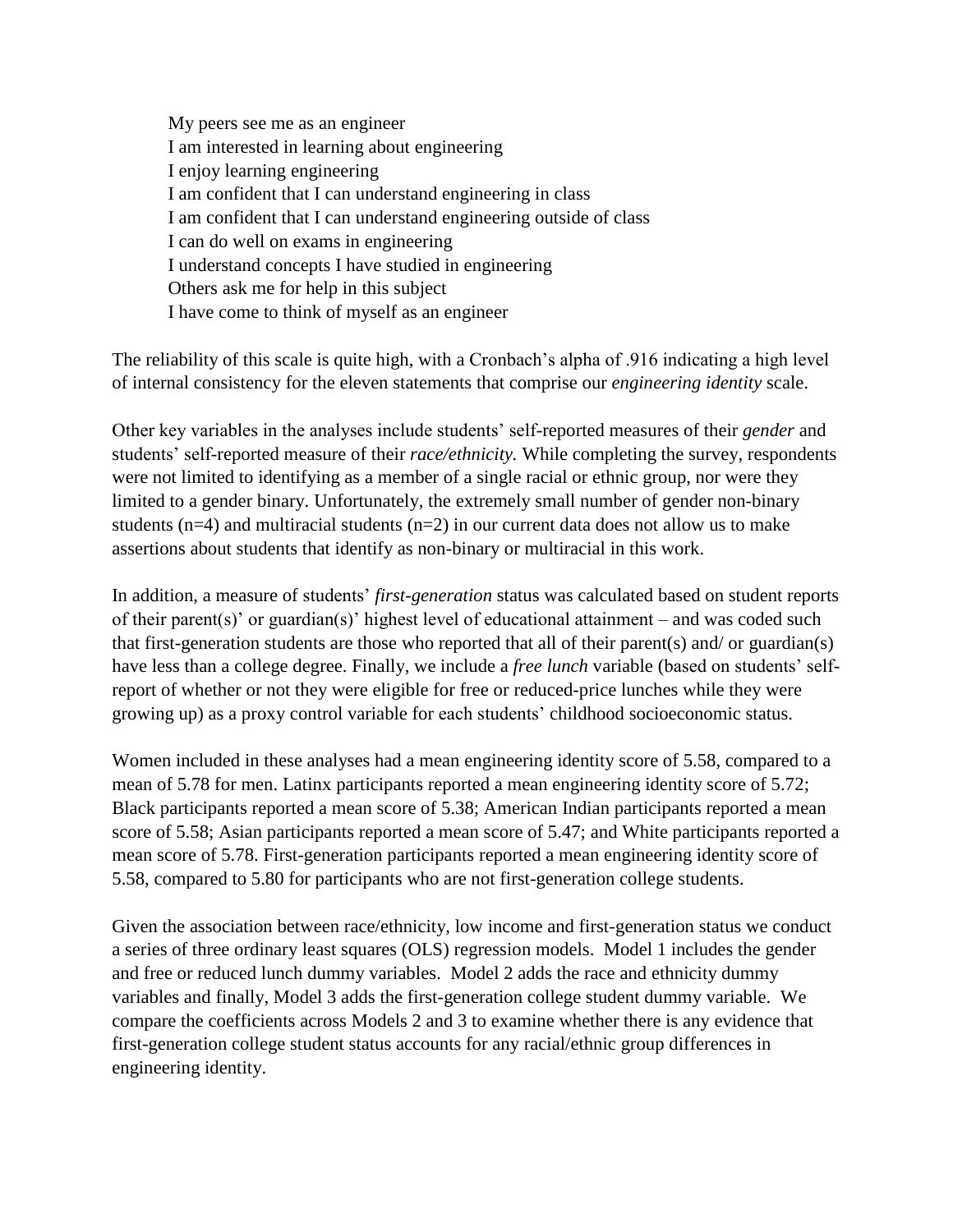My peers see me as an engineer
I am interested in learning about engineering
I enjoy learning engineering
I am confident that I can understand engineering in class
I am confident that I can understand engineering outside of class
I can do well on exams in engineering
I understand concepts I have studied in engineering
Others ask me for help in this subject
I have come to think of myself as an engineer

The reliability of this scale is quite high, with a Cronbach's alpha of .916 indicating a high level of internal consistency for the eleven statements that comprise our *engineering identity* scale.

Other key variables in the analyses include students' self-reported measures of their *gender* and students' self-reported measure of their *race/ethnicity.* While completing the survey, respondents were not limited to identifying as a member of a single racial or ethnic group, nor were they limited to a gender binary. Unfortunately, the extremely small number of gender non-binary students (n=4) and multiracial students (n=2) in our current data does not allow us to make assertions about students that identify as non-binary or multiracial in this work.

In addition, a measure of students' *first-generation* status was calculated based on student reports of their parent(s)' or guardian(s)' highest level of educational attainment – and was coded such that first-generation students are those who reported that all of their parent(s) and/ or guardian(s) have less than a college degree. Finally, we include a *free lunch* variable (based on students' self-report of whether or not they were eligible for free or reduced-price lunches while they were growing up) as a proxy control variable for each students' childhood socioeconomic status.

Women included in these analyses had a mean engineering identity score of 5.58, compared to a mean of 5.78 for men. Latinx participants reported a mean engineering identity score of 5.72; Black participants reported a mean score of 5.38; American Indian participants reported a mean score of 5.58; Asian participants reported a mean score of 5.47; and White participants reported a mean score of 5.78. First-generation participants reported a mean engineering identity score of 5.58, compared to 5.80 for participants who are not first-generation college students.

Given the association between race/ethnicity, low income and first-generation status we conduct a series of three ordinary least squares (OLS) regression models. Model 1 includes the gender and free or reduced lunch dummy variables. Model 2 adds the race and ethnicity dummy variables and finally, Model 3 adds the first-generation college student dummy variable. We compare the coefficients across Models 2 and 3 to examine whether there is any evidence that first-generation college student status accounts for any racial/ethnic group differences in engineering identity.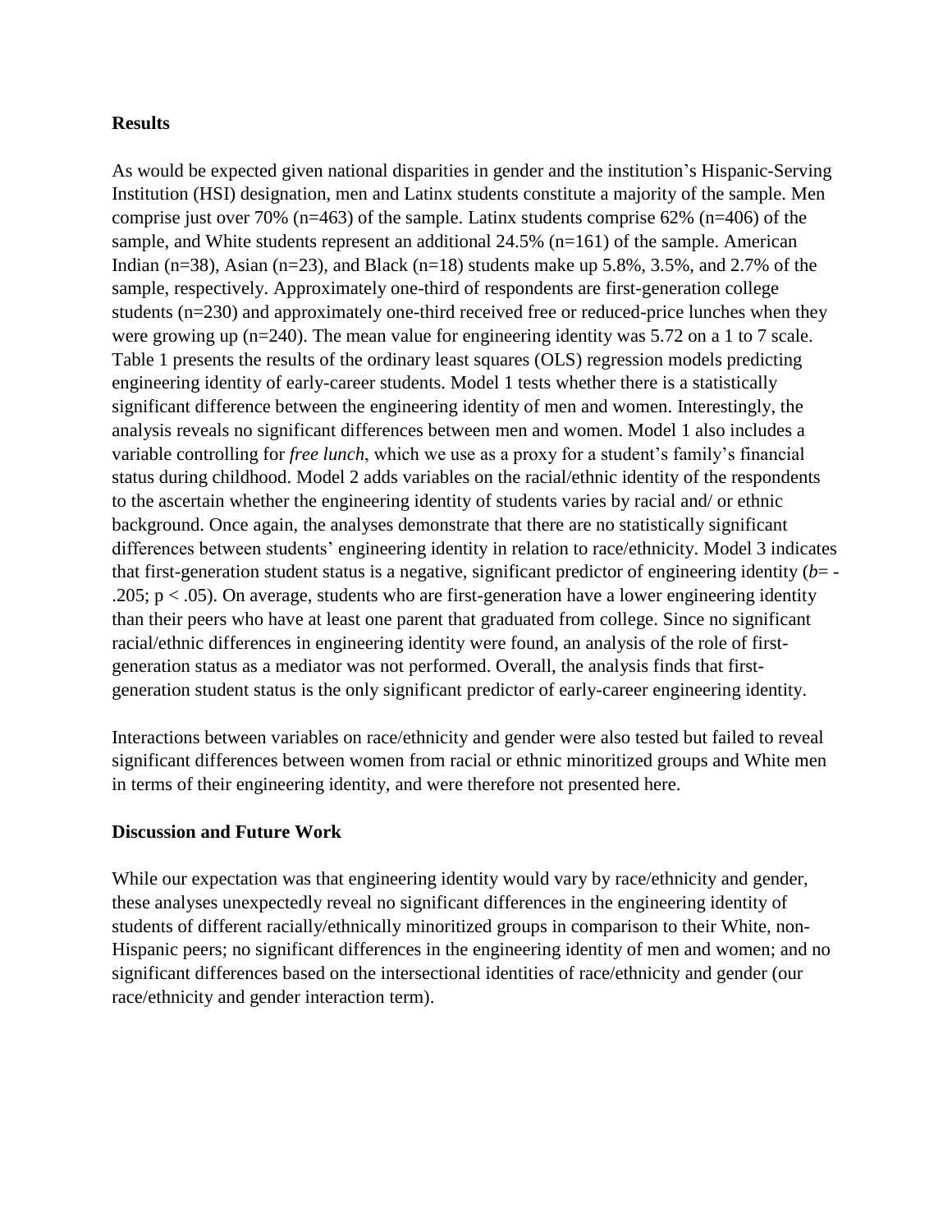## Results

As would be expected given national disparities in gender and the institution's Hispanic-Serving Institution (HSI) designation, men and Latinx students constitute a majority of the sample. Men comprise just over 70% (n=463) of the sample. Latinx students comprise 62% (n=406) of the sample, and White students represent an additional 24.5% (n=161) of the sample. American Indian (n=38), Asian (n=23), and Black (n=18) students make up 5.8%, 3.5%, and 2.7% of the sample, respectively. Approximately one-third of respondents are first-generation college students (n=230) and approximately one-third received free or reduced-price lunches when they were growing up (n=240). The mean value for engineering identity was 5.72 on a 1 to 7 scale. Table 1 presents the results of the ordinary least squares (OLS) regression models predicting engineering identity of early-career students. Model 1 tests whether there is a statistically significant difference between the engineering identity of men and women. Interestingly, the analysis reveals no significant differences between men and women. Model 1 also includes a variable controlling for *free lunch*, which we use as a proxy for a student's family's financial status during childhood. Model 2 adds variables on the racial/ethnic identity of the respondents to the ascertain whether the engineering identity of students varies by racial and/ or ethnic background. Once again, the analyses demonstrate that there are no statistically significant differences between students' engineering identity in relation to race/ethnicity. Model 3 indicates that first-generation student status is a negative, significant predictor of engineering identity ($b = -.205$; $p < .05$). On average, students who are first-generation have a lower engineering identity than their peers who have at least one parent that graduated from college. Since no significant racial/ethnic differences in engineering identity were found, an analysis of the role of first-generation status as a mediator was not performed. Overall, the analysis finds that first-generation student status is the only significant predictor of early-career engineering identity.

Interactions between variables on race/ethnicity and gender were also tested but failed to reveal significant differences between women from racial or ethnic minoritized groups and White men in terms of their engineering identity, and were therefore not presented here.

## Discussion and Future Work

While our expectation was that engineering identity would vary by race/ethnicity and gender, these analyses unexpectedly reveal no significant differences in the engineering identity of students of different racially/ethnically minoritized groups in comparison to their White, non-Hispanic peers; no significant differences in the engineering identity of men and women; and no significant differences based on the intersectional identities of race/ethnicity and gender (our race/ethnicity and gender interaction term).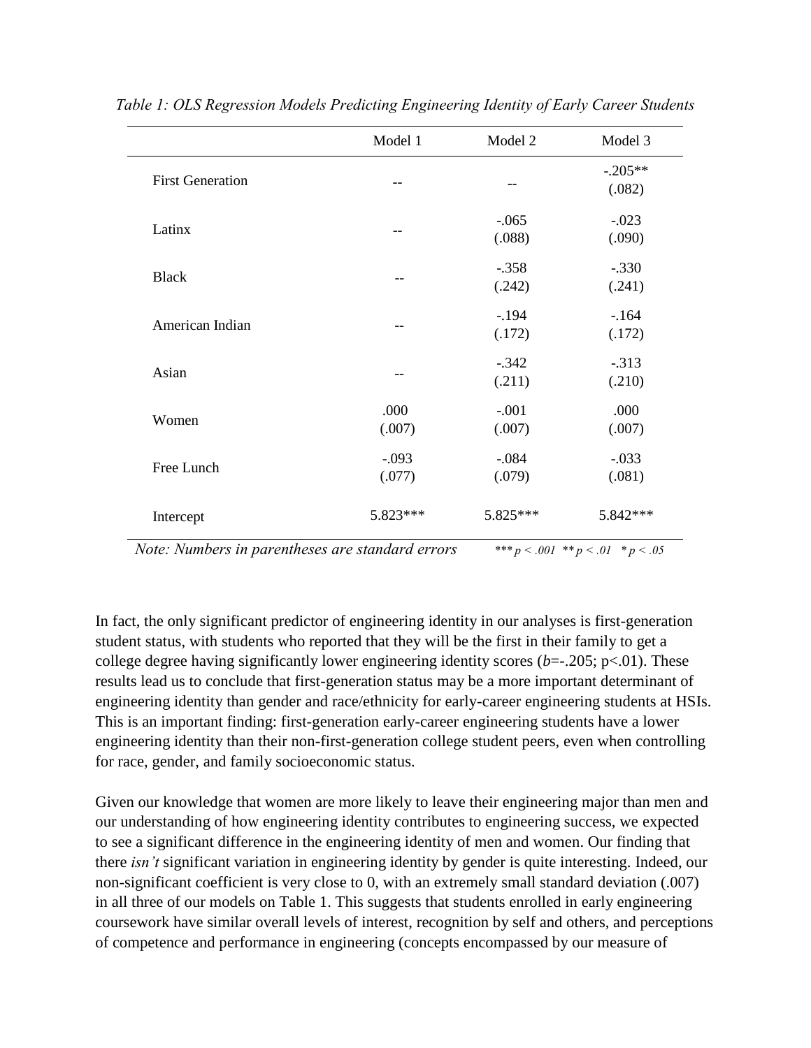*Table 1: OLS Regression Models Predicting Engineering Identity of Early Career Students*

| | Model 1 | Model 2 | Model 3 |
|---|---|---|---|
| First Generation | -- | -- | -.205** (.082) |
| Latinx | -- | -.065 (.088) | -.023 (.090) |
| Black | -- | -.358 (.242) | -.330 (.241) |
| American Indian | -- | -.194 (.172) | -.164 (.172) |
| Asian | -- | -.342 (.211) | -.313 (.210) |
| Women | .000 (.007) | -.001 (.007) | .000 (.007) |
| Free Lunch | -.093 (.077) | -.084 (.079) | -.033 (.081) |
| Intercept | 5.823*** | 5.825*** | 5.842*** |

*Note: Numbers in parentheses are standard errors* *** $p < .001$ ** $p < .01$ * $p < .05$

In fact, the only significant predictor of engineering identity in our analyses is first-generation student status, with students who reported that they will be the first in their family to get a college degree having significantly lower engineering identity scores (*b*=-.205; $p<.01$). These results lead us to conclude that first-generation status may be a more important determinant of engineering identity than gender and race/ethnicity for early-career engineering students at HSIs. This is an important finding: first-generation early-career engineering students have a lower engineering identity than their non-first-generation college student peers, even when controlling for race, gender, and family socioeconomic status.

Given our knowledge that women are more likely to leave their engineering major than men and our understanding of how engineering identity contributes to engineering success, we expected to see a significant difference in the engineering identity of men and women. Our finding that there *isn't* significant variation in engineering identity by gender is quite interesting. Indeed, our non-significant coefficient is very close to 0, with an extremely small standard deviation (.007) in all three of our models on Table 1. This suggests that students enrolled in early engineering coursework have similar overall levels of interest, recognition by self and others, and perceptions of competence and performance in engineering (concepts encompassed by our measure of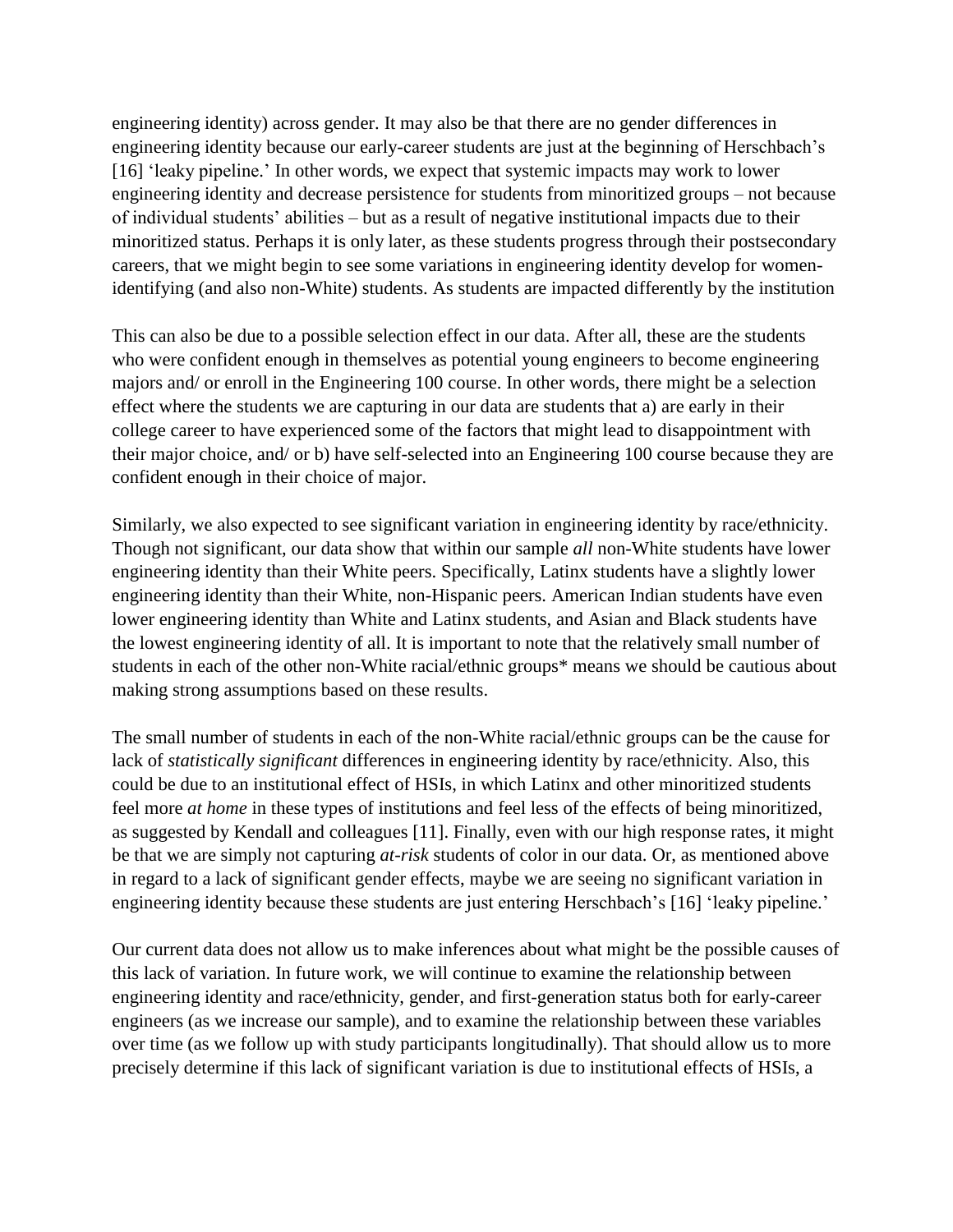engineering identity) across gender. It may also be that there are no gender differences in engineering identity because our early-career students are just at the beginning of Herschbach's [16] 'leaky pipeline.' In other words, we expect that systemic impacts may work to lower engineering identity and decrease persistence for students from minoritized groups – not because of individual students' abilities – but as a result of negative institutional impacts due to their minoritized status. Perhaps it is only later, as these students progress through their postsecondary careers, that we might begin to see some variations in engineering identity develop for women-identifying (and also non-White) students. As students are impacted differently by the institution

This can also be due to a possible selection effect in our data. After all, these are the students who were confident enough in themselves as potential young engineers to become engineering majors and/ or enroll in the Engineering 100 course. In other words, there might be a selection effect where the students we are capturing in our data are students that a) are early in their college career to have experienced some of the factors that might lead to disappointment with their major choice, and/ or b) have self-selected into an Engineering 100 course because they are confident enough in their choice of major.

Similarly, we also expected to see significant variation in engineering identity by race/ethnicity. Though not significant, our data show that within our sample *all* non-White students have lower engineering identity than their White peers. Specifically, Latinx students have a slightly lower engineering identity than their White, non-Hispanic peers. American Indian students have even lower engineering identity than White and Latinx students, and Asian and Black students have the lowest engineering identity of all. It is important to note that the relatively small number of students in each of the other non-White racial/ethnic groups* means we should be cautious about making strong assumptions based on these results.

The small number of students in each of the non-White racial/ethnic groups can be the cause for lack of *statistically significant* differences in engineering identity by race/ethnicity. Also, this could be due to an institutional effect of HSIs, in which Latinx and other minoritized students feel more *at home* in these types of institutions and feel less of the effects of being minoritized, as suggested by Kendall and colleagues [11]. Finally, even with our high response rates, it might be that we are simply not capturing *at-risk* students of color in our data. Or, as mentioned above in regard to a lack of significant gender effects, maybe we are seeing no significant variation in engineering identity because these students are just entering Herschbach's [16] 'leaky pipeline.'

Our current data does not allow us to make inferences about what might be the possible causes of this lack of variation. In future work, we will continue to examine the relationship between engineering identity and race/ethnicity, gender, and first-generation status both for early-career engineers (as we increase our sample), and to examine the relationship between these variables over time (as we follow up with study participants longitudinally). That should allow us to more precisely determine if this lack of significant variation is due to institutional effects of HSIs, a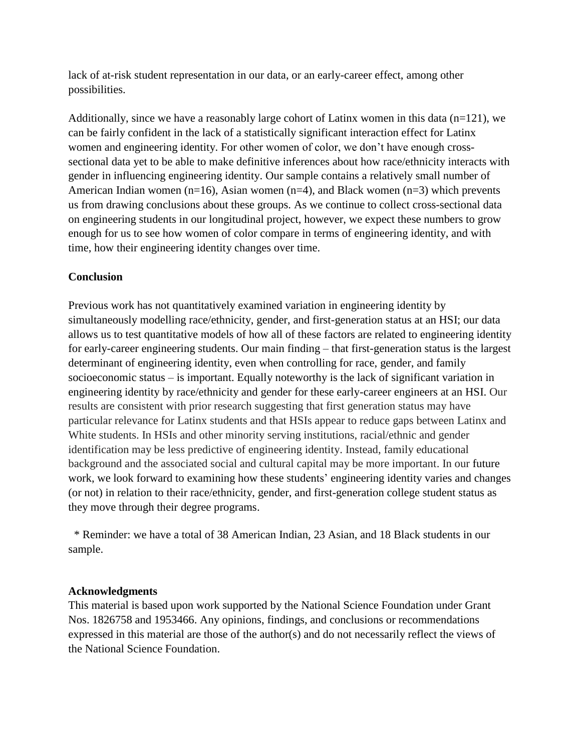lack of at-risk student representation in our data, or an early-career effect, among other possibilities.

Additionally, since we have a reasonably large cohort of Latinx women in this data (n=121), we can be fairly confident in the lack of a statistically significant interaction effect for Latinx women and engineering identity. For other women of color, we don't have enough cross-sectional data yet to be able to make definitive inferences about how race/ethnicity interacts with gender in influencing engineering identity. Our sample contains a relatively small number of American Indian women (n=16), Asian women (n=4), and Black women (n=3) which prevents us from drawing conclusions about these groups. As we continue to collect cross-sectional data on engineering students in our longitudinal project, however, we expect these numbers to grow enough for us to see how women of color compare in terms of engineering identity, and with time, how their engineering identity changes over time.

**Conclusion**

Previous work has not quantitatively examined variation in engineering identity by simultaneously modelling race/ethnicity, gender, and first-generation status at an HSI; our data allows us to test quantitative models of how all of these factors are related to engineering identity for early-career engineering students. Our main finding – that first-generation status is the largest determinant of engineering identity, even when controlling for race, gender, and family socioeconomic status – is important. Equally noteworthy is the lack of significant variation in engineering identity by race/ethnicity and gender for these early-career engineers at an HSI. Our results are consistent with prior research suggesting that first generation status may have particular relevance for Latinx students and that HSIs appear to reduce gaps between Latinx and White students. In HSIs and other minority serving institutions, racial/ethnic and gender identification may be less predictive of engineering identity. Instead, family educational background and the associated social and cultural capital may be more important. In our future work, we look forward to examining how these students' engineering identity varies and changes (or not) in relation to their race/ethnicity, gender, and first-generation college student status as they move through their degree programs.

\* Reminder: we have a total of 38 American Indian, 23 Asian, and 18 Black students in our sample.

**Acknowledgments**

This material is based upon work supported by the National Science Foundation under Grant Nos. 1826758 and 1953466. Any opinions, findings, and conclusions or recommendations expressed in this material are those of the author(s) and do not necessarily reflect the views of the National Science Foundation.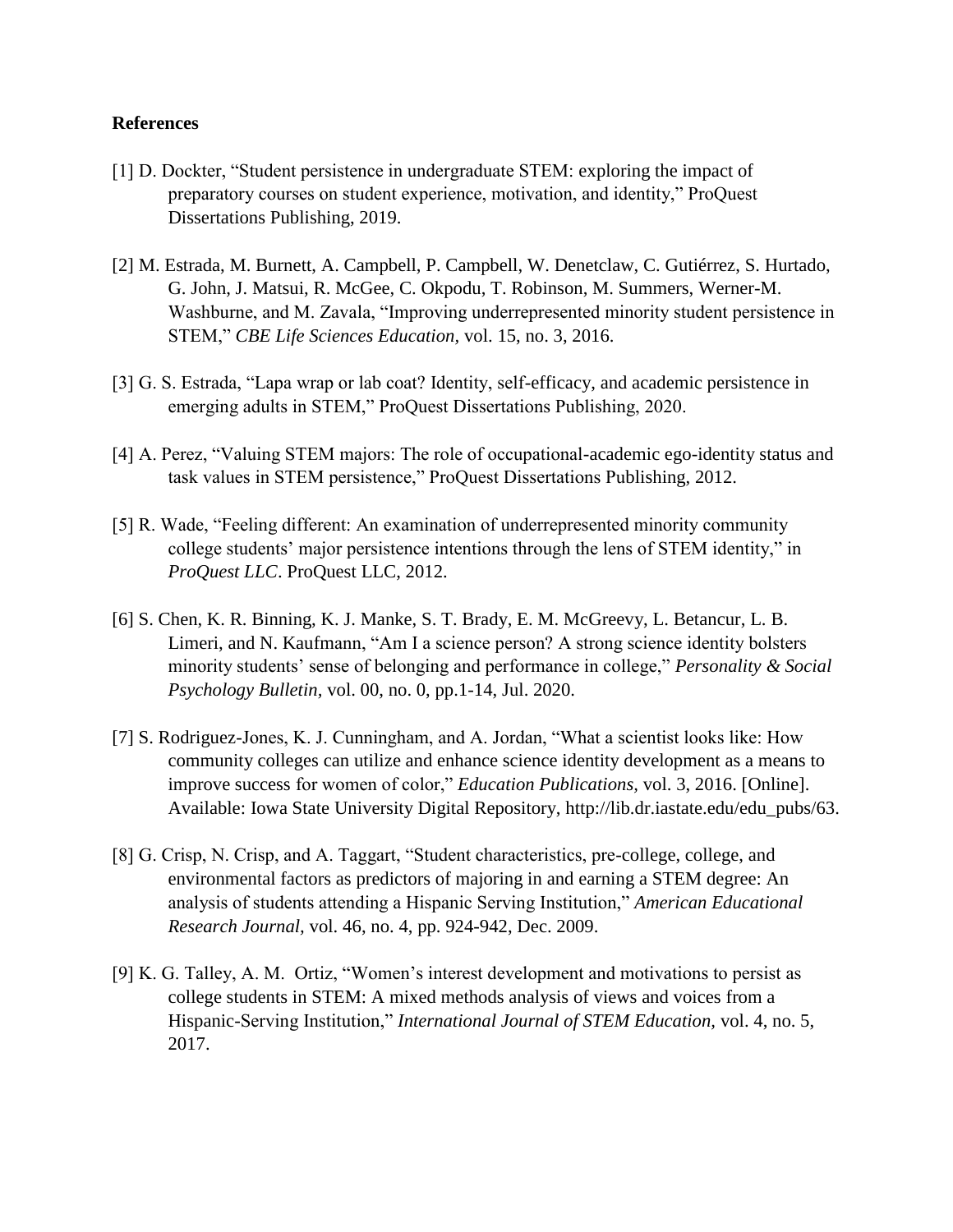**References**

[1] D. Dockter, "Student persistence in undergraduate STEM: exploring the impact of preparatory courses on student experience, motivation, and identity," ProQuest Dissertations Publishing, 2019.

[2] M. Estrada, M. Burnett, A. Campbell, P. Campbell, W. Denetclaw, C. Gutiérrez, S. Hurtado, G. John, J. Matsui, R. McGee, C. Okpodu, T. Robinson, M. Summers, Werner-M. Washburne, and M. Zavala, "Improving underrepresented minority student persistence in STEM," *CBE Life Sciences Education*, vol. 15, no. 3, 2016.

[3] G. S. Estrada, "Lapa wrap or lab coat? Identity, self-efficacy, and academic persistence in emerging adults in STEM," ProQuest Dissertations Publishing, 2020.

[4] A. Perez, "Valuing STEM majors: The role of occupational-academic ego-identity status and task values in STEM persistence," ProQuest Dissertations Publishing, 2012.

[5] R. Wade, "Feeling different: An examination of underrepresented minority community college students' major persistence intentions through the lens of STEM identity," in *ProQuest LLC*. ProQuest LLC, 2012.

[6] S. Chen, K. R. Binning, K. J. Manke, S. T. Brady, E. M. McGreevy, L. Betancur, L. B. Limeri, and N. Kaufmann, "Am I a science person? A strong science identity bolsters minority students' sense of belonging and performance in college," *Personality & Social Psychology Bulletin*, vol. 00, no. 0, pp.1-14, Jul. 2020.

[7] S. Rodriguez-Jones, K. J. Cunningham, and A. Jordan, "What a scientist looks like: How community colleges can utilize and enhance science identity development as a means to improve success for women of color," *Education Publications*, vol. 3, 2016. [Online]. Available: Iowa State University Digital Repository, http://lib.dr.iastate.edu/edu_pubs/63.

[8] G. Crisp, N. Crisp, and A. Taggart, "Student characteristics, pre-college, college, and environmental factors as predictors of majoring in and earning a STEM degree: An analysis of students attending a Hispanic Serving Institution," *American Educational Research Journal*, vol. 46, no. 4, pp. 924-942, Dec. 2009.

[9] K. G. Talley, A. M. Ortiz, "Women's interest development and motivations to persist as college students in STEM: A mixed methods analysis of views and voices from a Hispanic-Serving Institution," *International Journal of STEM Education*, vol. 4, no. 5, 2017.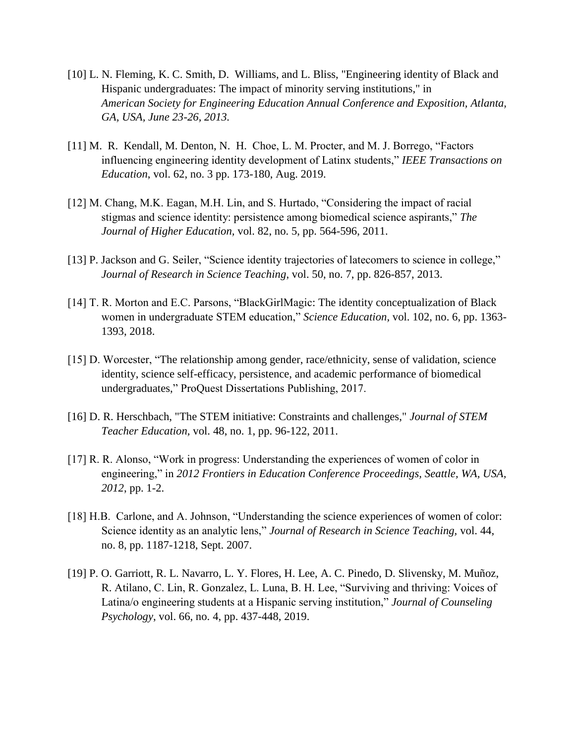[10] L. N. Fleming, K. C. Smith, D. Williams, and L. Bliss, "Engineering identity of Black and Hispanic undergraduates: The impact of minority serving institutions," in *American Society for Engineering Education Annual Conference and Exposition, Atlanta, GA, USA, June 23-26, 2013.*

[11] M. R. Kendall, M. Denton, N. H. Choe, L. M. Procter, and M. J. Borrego, "Factors influencing engineering identity development of Latinx students," *IEEE Transactions on Education*, vol. 62, no. 3 pp. 173-180, Aug. 2019.

[12] M. Chang, M.K. Eagan, M.H. Lin, and S. Hurtado, "Considering the impact of racial stigmas and science identity: persistence among biomedical science aspirants," *The Journal of Higher Education,* vol. 82, no. 5, pp. 564-596, 2011.

[13] P. Jackson and G. Seiler, "Science identity trajectories of latecomers to science in college," *Journal of Research in Science Teaching*, vol. 50, no. 7, pp. 826-857, 2013.

[14] T. R. Morton and E.C. Parsons, "BlackGirlMagic: The identity conceptualization of Black women in undergraduate STEM education," *Science Education,* vol. 102, no. 6, pp. 1363-1393, 2018.

[15] D. Worcester, "The relationship among gender, race/ethnicity, sense of validation, science identity, science self-efficacy, persistence, and academic performance of biomedical undergraduates," ProQuest Dissertations Publishing, 2017.

[16] D. R. Herschbach, "The STEM initiative: Constraints and challenges," *Journal of STEM Teacher Education,* vol. 48, no. 1, pp. 96-122, 2011.

[17] R. R. Alonso, "Work in progress: Understanding the experiences of women of color in engineering," in *2012 Frontiers in Education Conference Proceedings, Seattle, WA, USA, 2012,* pp. 1-2.

[18] H.B. Carlone, and A. Johnson, "Understanding the science experiences of women of color: Science identity as an analytic lens," *Journal of Research in Science Teaching,* vol. 44, no. 8, pp. 1187-1218, Sept. 2007.

[19] P. O. Garriott, R. L. Navarro, L. Y. Flores, H. Lee, A. C. Pinedo, D. Slivensky, M. Muñoz, R. Atilano, C. Lin, R. Gonzalez, L. Luna, B. H. Lee, "Surviving and thriving: Voices of Latina/o engineering students at a Hispanic serving institution," *Journal of Counseling Psychology*, vol. 66, no. 4, pp. 437-448, 2019.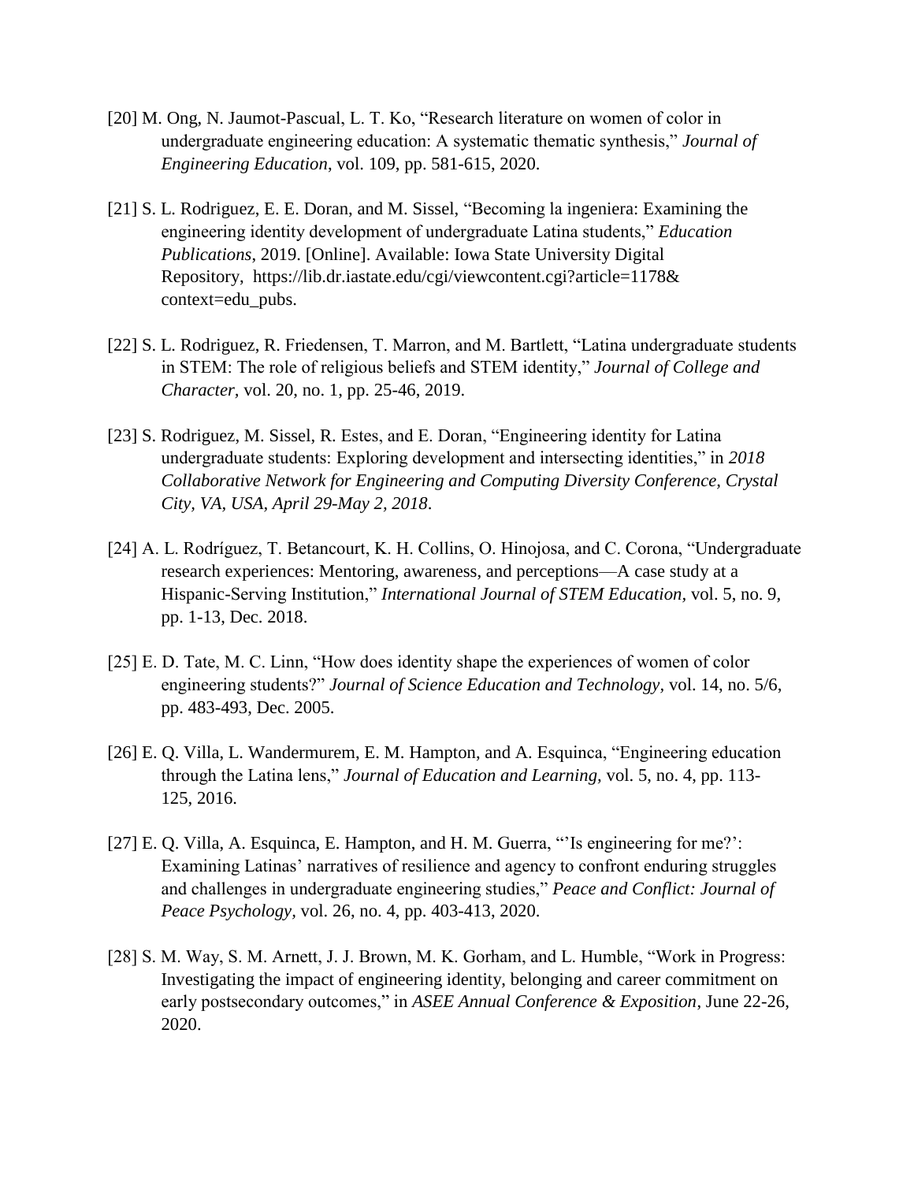[20] M. Ong, N. Jaumot-Pascual, L. T. Ko, "Research literature on women of color in undergraduate engineering education: A systematic thematic synthesis," *Journal of Engineering Education*, vol. 109, pp. 581-615, 2020.

[21] S. L. Rodriguez, E. E. Doran, and M. Sissel, "Becoming la ingeniera: Examining the engineering identity development of undergraduate Latina students," *Education Publications*, 2019. [Online]. Available: Iowa State University Digital Repository, https://lib.dr.iastate.edu/cgi/viewcontent.cgi?article=1178& context=edu_pubs.

[22] S. L. Rodriguez, R. Friedensen, T. Marron, and M. Bartlett, "Latina undergraduate students in STEM: The role of religious beliefs and STEM identity," *Journal of College and Character*, vol. 20, no. 1, pp. 25-46, 2019.

[23] S. Rodriguez, M. Sissel, R. Estes, and E. Doran, "Engineering identity for Latina undergraduate students: Exploring development and intersecting identities," in *2018 Collaborative Network for Engineering and Computing Diversity Conference, Crystal City, VA, USA, April 29-May 2, 2018*.

[24] A. L. Rodríguez, T. Betancourt, K. H. Collins, O. Hinojosa, and C. Corona, "Undergraduate research experiences: Mentoring, awareness, and perceptions—A case study at a Hispanic-Serving Institution," *International Journal of STEM Education*, vol. 5, no. 9, pp. 1-13, Dec. 2018.

[25] E. D. Tate, M. C. Linn, "How does identity shape the experiences of women of color engineering students?" *Journal of Science Education and Technology*, vol. 14, no. 5/6, pp. 483-493, Dec. 2005.

[26] E. Q. Villa, L. Wandermurem, E. M. Hampton, and A. Esquinca, "Engineering education through the Latina lens," *Journal of Education and Learning*, vol. 5, no. 4, pp. 113-125, 2016.

[27] E. Q. Villa, A. Esquinca, E. Hampton, and H. M. Guerra, "'Is engineering for me?': Examining Latinas' narratives of resilience and agency to confront enduring struggles and challenges in undergraduate engineering studies," *Peace and Conflict: Journal of Peace Psychology*, vol. 26, no. 4, pp. 403-413, 2020.

[28] S. M. Way, S. M. Arnett, J. J. Brown, M. K. Gorham, and L. Humble, "Work in Progress: Investigating the impact of engineering identity, belonging and career commitment on early postsecondary outcomes," in *ASEE Annual Conference & Exposition*, June 22-26, 2020.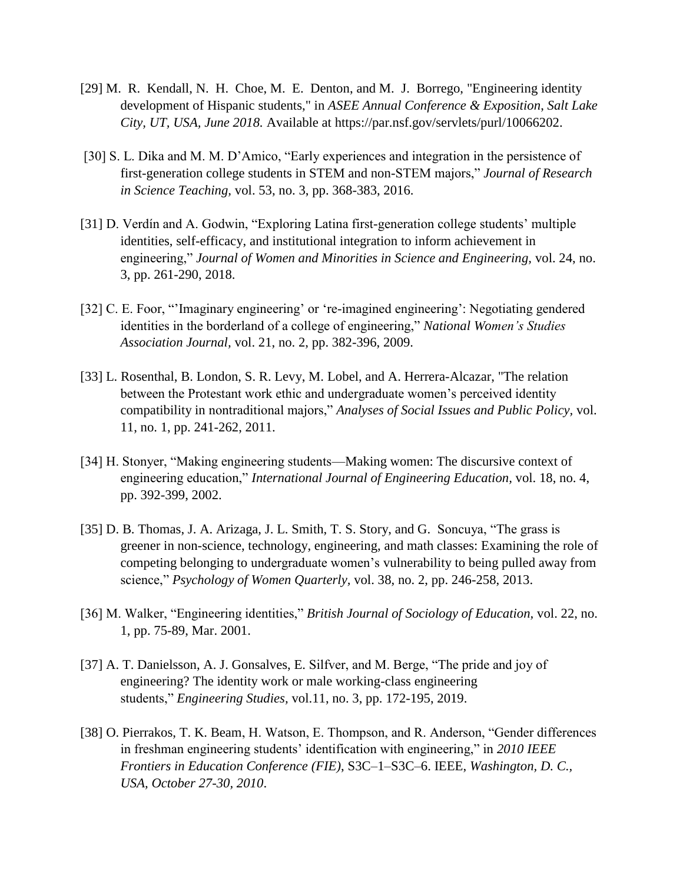[29] M. R. Kendall, N. H. Choe, M. E. Denton, and M. J. Borrego, "Engineering identity development of Hispanic students," in *ASEE Annual Conference & Exposition, Salt Lake City, UT, USA, June 2018.* Available at https://par.nsf.gov/servlets/purl/10066202.

[30] S. L. Dika and M. M. D'Amico, "Early experiences and integration in the persistence of first-generation college students in STEM and non-STEM majors," *Journal of Research in Science Teaching,* vol. 53, no. 3, pp. 368-383, 2016.

[31] D. Verdín and A. Godwin, "Exploring Latina first-generation college students' multiple identities, self-efficacy, and institutional integration to inform achievement in engineering," *Journal of Women and Minorities in Science and Engineering,* vol. 24, no. 3, pp. 261-290, 2018.

[32] C. E. Foor, "'Imaginary engineering' or 're-imagined engineering': Negotiating gendered identities in the borderland of a college of engineering," *National Women's Studies Association Journal*, vol. 21, no. 2, pp. 382-396, 2009.

[33] L. Rosenthal, B. London, S. R. Levy, M. Lobel, and A. Herrera-Alcazar, "The relation between the Protestant work ethic and undergraduate women's perceived identity compatibility in nontraditional majors," *Analyses of Social Issues and Public Policy,* vol. 11, no. 1, pp. 241-262, 2011.

[34] H. Stonyer, "Making engineering students—Making women: The discursive context of engineering education," *International Journal of Engineering Education,* vol. 18, no. 4, pp. 392-399, 2002.

[35] D. B. Thomas, J. A. Arizaga, J. L. Smith, T. S. Story, and G. Soncuya, "The grass is greener in non-science, technology, engineering, and math classes: Examining the role of competing belonging to undergraduate women's vulnerability to being pulled away from science," *Psychology of Women Quarterly*, vol. 38, no. 2, pp. 246-258, 2013.

[36] M. Walker, "Engineering identities," *British Journal of Sociology of Education*, vol. 22, no. 1, pp. 75-89, Mar. 2001.

[37] A. T. Danielsson, A. J. Gonsalves, E. Silfver, and M. Berge, "The pride and joy of engineering? The identity work or male working-class engineering students," *Engineering Studies,* vol.11, no. 3, pp. 172-195, 2019.

[38] O. Pierrakos, T. K. Beam, H. Watson, E. Thompson, and R. Anderson, "Gender differences in freshman engineering students' identification with engineering," in *2010 IEEE Frontiers in Education Conference (FIE),* S3C–1–S3C–6. IEEE, *Washington, D. C., USA, October 27-30, 2010*.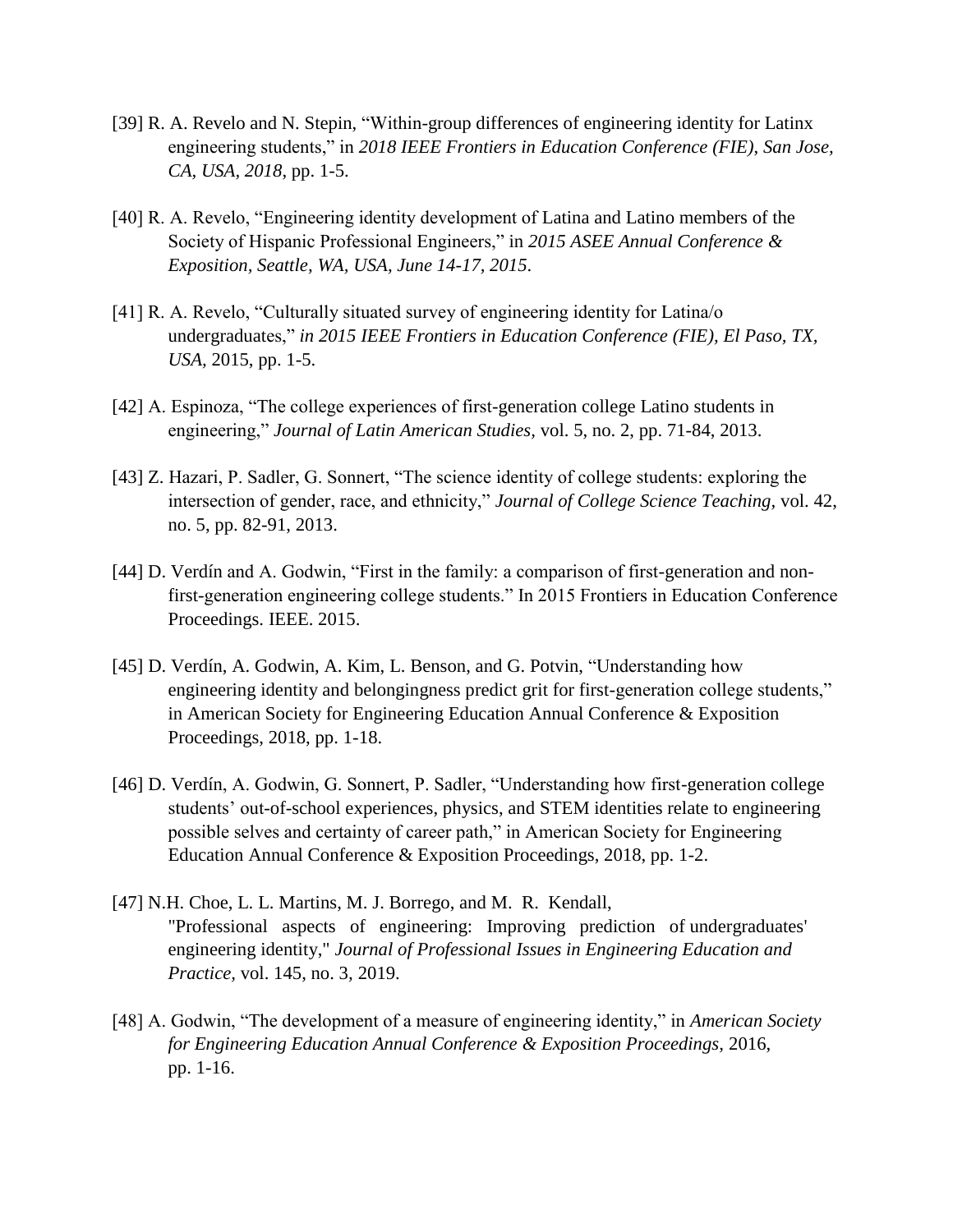[39] R. A. Revelo and N. Stepin, "Within-group differences of engineering identity for Latinx engineering students," in *2018 IEEE Frontiers in Education Conference (FIE), San Jose, CA, USA, 2018*, pp. 1-5.

[40] R. A. Revelo, "Engineering identity development of Latina and Latino members of the Society of Hispanic Professional Engineers," in *2015 ASEE Annual Conference & Exposition, Seattle, WA, USA, June 14-17, 2015*.

[41] R. A. Revelo, "Culturally situated survey of engineering identity for Latina/o undergraduates," *in 2015 IEEE Frontiers in Education Conference (FIE), El Paso, TX, USA,* 2015, pp. 1-5.

[42] A. Espinoza, "The college experiences of first-generation college Latino students in engineering," *Journal of Latin American Studies,* vol. 5, no. 2, pp. 71-84, 2013.

[43] Z. Hazari, P. Sadler, G. Sonnert, "The science identity of college students: exploring the intersection of gender, race, and ethnicity," *Journal of College Science Teaching,* vol. 42, no. 5, pp. 82-91, 2013.

[44] D. Verdín and A. Godwin, "First in the family: a comparison of first-generation and non-first-generation engineering college students." In 2015 Frontiers in Education Conference Proceedings. IEEE. 2015.

[45] D. Verdín, A. Godwin, A. Kim, L. Benson, and G. Potvin, "Understanding how engineering identity and belongingness predict grit for first-generation college students," in American Society for Engineering Education Annual Conference & Exposition Proceedings, 2018, pp. 1-18.

[46] D. Verdín, A. Godwin, G. Sonnert, P. Sadler, "Understanding how first-generation college students' out-of-school experiences, physics, and STEM identities relate to engineering possible selves and certainty of career path," in American Society for Engineering Education Annual Conference & Exposition Proceedings, 2018, pp. 1-2.

[47] N.H. Choe, L. L. Martins, M. J. Borrego, and M. R. Kendall, "Professional aspects of engineering: Improving prediction of undergraduates' engineering identity," *Journal of Professional Issues in Engineering Education and Practice,* vol. 145, no. 3, 2019.

[48] A. Godwin, "The development of a measure of engineering identity," in *American Society for Engineering Education Annual Conference & Exposition Proceedings*, 2016, pp. 1-16.